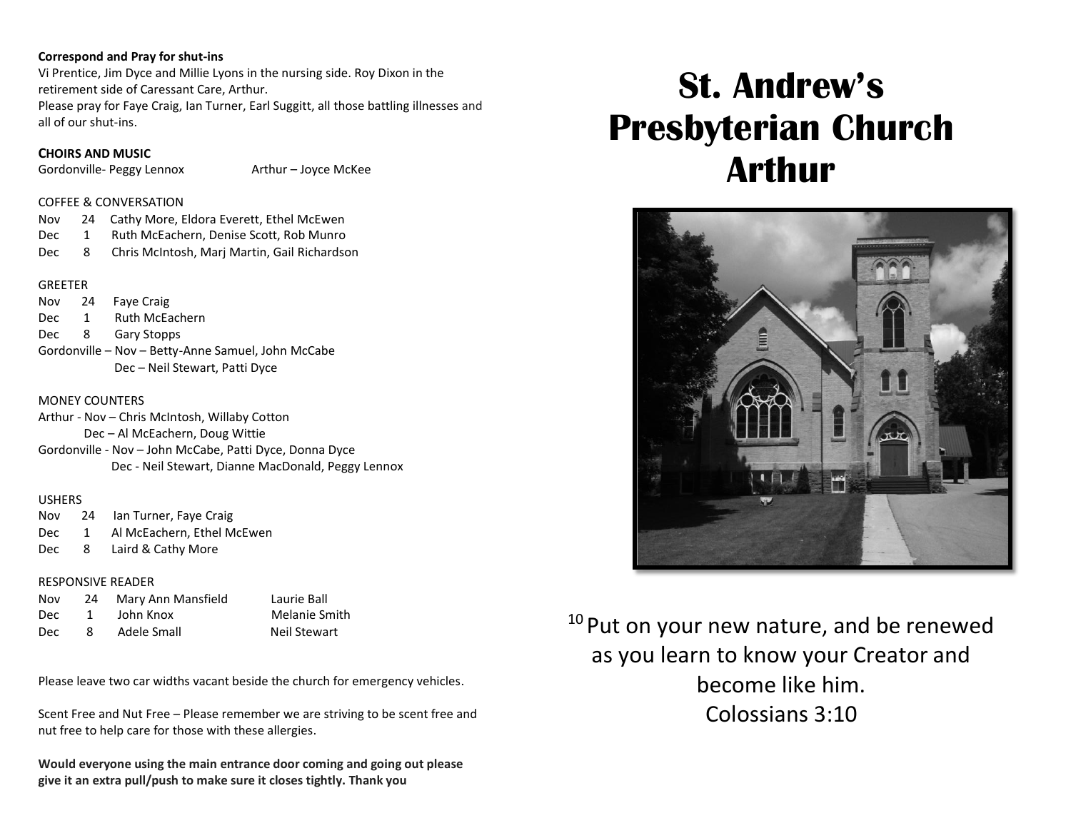**Correspond and Pray for shut-ins**

Vi Prentice, Jim Dyce and Millie Lyons in the nursing side. Roy Dixon in the retirement side of Caressant Care, Arthur.

Please pray for Faye Craig, Ian Turner, Earl Suggitt, all those battling illnesses and all of our shut-ins.

**CHOIRS AND MUSIC**

Gordonville- Peggy Lennox    Arthur – Joyce McKee

COFFEE & CONVERSATION

| | | |
|---|---|---|
| Nov | 24 | Cathy More, Eldora Everett, Ethel McEwen |
| Dec | 1 | Ruth McEachern, Denise Scott, Rob Munro |
| Dec | 8 | Chris McIntosh, Marj Martin, Gail Richardson |

GREETER

| | | |
|---|---|---|
| Nov | 24 | Faye Craig |
| Dec | 1 | Ruth McEachern |
| Dec | 8 | Gary Stopps |

Gordonville – Nov – Betty-Anne Samuel, John McCabe
Dec – Neil Stewart, Patti Dyce

MONEY COUNTERS

Arthur - Nov – Chris McIntosh, Willaby Cotton
Dec – Al McEachern, Doug Wittie

Gordonville - Nov – John McCabe, Patti Dyce, Donna Dyce
Dec - Neil Stewart, Dianne MacDonald, Peggy Lennox

USHERS

| | | |
|---|---|---|
| Nov | 24 | Ian Turner, Faye Craig |
| Dec | 1 | Al McEachern, Ethel McEwen |
| Dec | 8 | Laird & Cathy More |

RESPONSIVE READER

| | | | |
|---|---|---|---|
| Nov | 24 | Mary Ann Mansfield | Laurie Ball |
| Dec | 1 | John Knox | Melanie Smith |
| Dec | 8 | Adele Small | Neil Stewart |

Please leave two car widths vacant beside the church for emergency vehicles.

Scent Free and Nut Free – Please remember we are striving to be scent free and nut free to help care for those with these allergies.

**Would everyone using the main entrance door coming and going out please give it an extra pull/push to make sure it closes tightly. Thank you**

# St. Andrew's Presbyterian Church Arthur

[10] Put on your new nature, and be renewed as you learn to know your Creator and become like him.
Colossians 3:10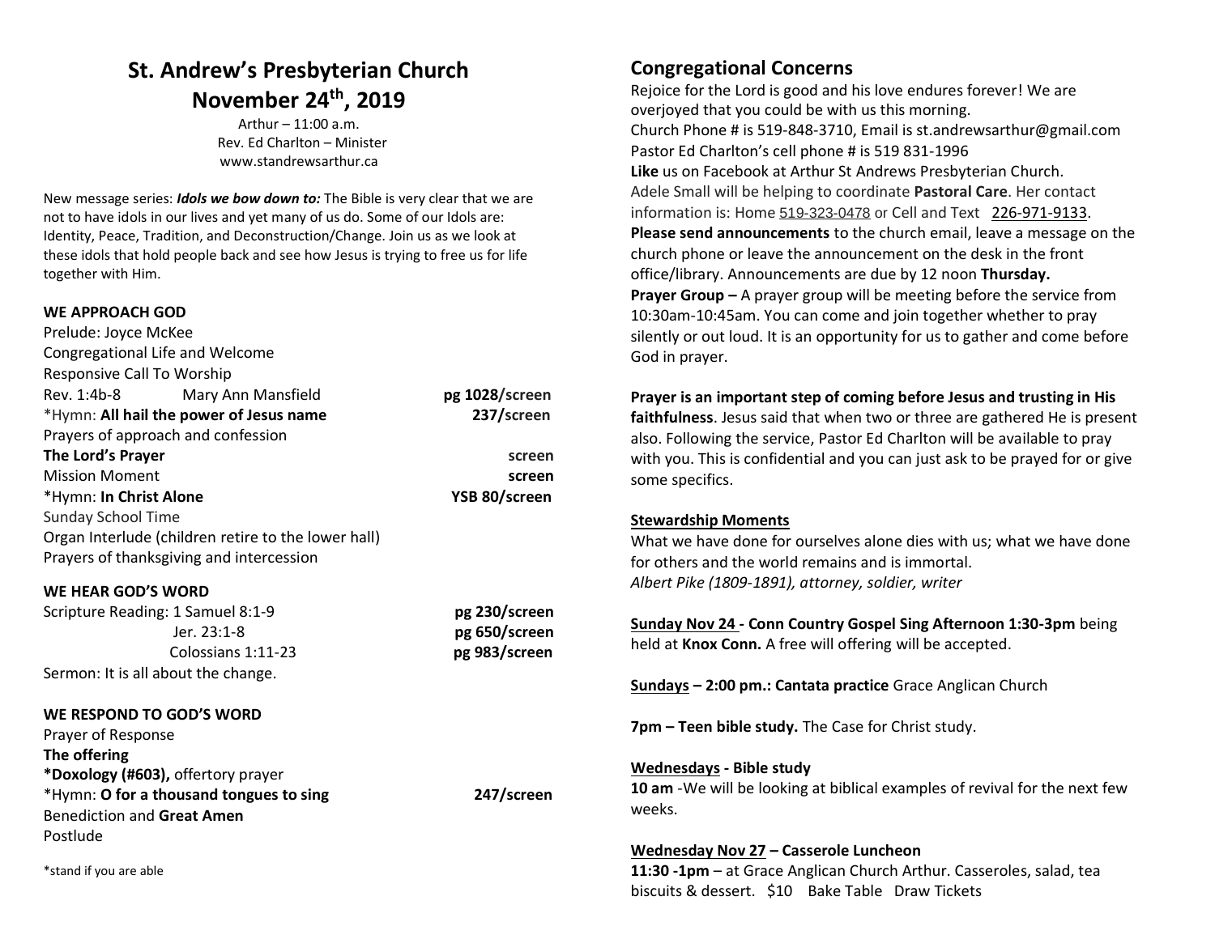# St. Andrew's Presbyterian Church
## November 24th, 2019

Arthur – 11:00 a.m.
Rev. Ed Charlton – Minister
www.standrewsarthur.ca

New message series: ***Idols we bow down to:*** The Bible is very clear that we are not to have idols in our lives and yet many of us do. Some of our Idols are: Identity, Peace, Tradition, and Deconstruction/Change. Join us as we look at these idols that hold people back and see how Jesus is trying to free us for life together with Him.

**WE APPROACH GOD**

Prelude: Joyce McKee
Congregational Life and Welcome
Responsive Call To Worship
Rev. 1:4b-8 Mary Ann Mansfield **pg 1028/screen**
*Hymn: **All hail the power of Jesus name** **237/screen**
Prayers of approach and confession
**The Lord's Prayer** **screen**
Mission Moment **screen**
*Hymn: **In Christ Alone** **YSB 80/screen**
Sunday School Time
Organ Interlude (children retire to the lower hall)
Prayers of thanksgiving and intercession

**WE HEAR GOD'S WORD**

Scripture Reading: 1 Samuel 8:1-9 **pg 230/screen**
Jer. 23:1-8 **pg 650/screen**
Colossians 1:11-23 **pg 983/screen**
Sermon: It is all about the change.

**WE RESPOND TO GOD'S WORD**

Prayer of Response
**The offering**
***Doxology (#603),** offertory prayer
*Hymn: **O for a thousand tongues to sing** **247/screen**
Benediction and **Great Amen**
Postlude

*stand if you are able

## Congregational Concerns

Rejoice for the Lord is good and his love endures forever! We are overjoyed that you could be with us this morning.
Church Phone # is 519-848-3710, Email is st.andrewsarthur@gmail.com
Pastor Ed Charlton's cell phone # is 519 831-1996
**Like** us on Facebook at Arthur St Andrews Presbyterian Church.
Adele Small will be helping to coordinate **Pastoral Care**. Her contact information is: Home 519-323-0478 or Cell and Text 226-971-9133.
**Please send announcements** to the church email, leave a message on the church phone or leave the announcement on the desk in the front office/library. Announcements are due by 12 noon **Thursday.**
**Prayer Group –** A prayer group will be meeting before the service from 10:30am-10:45am. You can come and join together whether to pray silently or out loud. It is an opportunity for us to gather and come before God in prayer.

**Prayer is an important step of coming before Jesus and trusting in His faithfulness**. Jesus said that when two or three are gathered He is present also. Following the service, Pastor Ed Charlton will be available to pray with you. This is confidential and you can just ask to be prayed for or give some specifics.

**Stewardship Moments**

What we have done for ourselves alone dies with us; what we have done for others and the world remains and is immortal.
*Albert Pike (1809-1891), attorney, soldier, writer*

**Sunday Nov 24 - Conn Country Gospel Sing Afternoon 1:30-3pm** being held at **Knox Conn.** A free will offering will be accepted.

**Sundays – 2:00 pm.: Cantata practice** Grace Anglican Church

**7pm – Teen bible study.** The Case for Christ study.

**Wednesdays - Bible study**
**10 am** -We will be looking at biblical examples of revival for the next few weeks.

**Wednesday Nov 27 – Casserole Luncheon**
**11:30 -1pm** – at Grace Anglican Church Arthur. Casseroles, salad, tea biscuits & dessert. $10 Bake Table Draw Tickets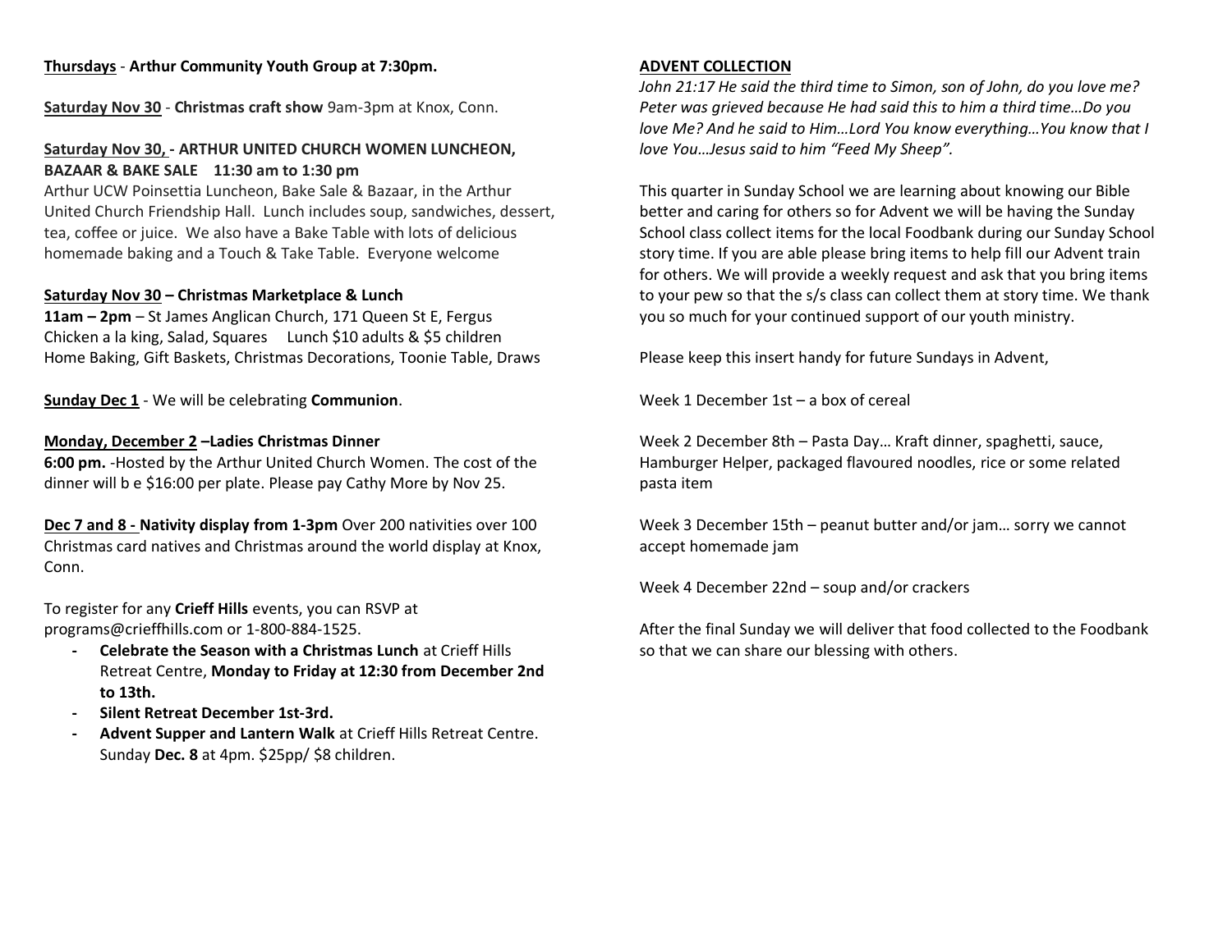**Thursdays** - **Arthur Community Youth Group at 7:30pm.**

**Saturday Nov 30** - **Christmas craft show** 9am-3pm at Knox, Conn.

**Saturday Nov 30, - ARTHUR UNITED CHURCH WOMEN LUNCHEON, BAZAAR & BAKE SALE 11:30 am to 1:30 pm**

Arthur UCW Poinsettia Luncheon, Bake Sale & Bazaar, in the Arthur United Church Friendship Hall. Lunch includes soup, sandwiches, dessert, tea, coffee or juice. We also have a Bake Table with lots of delicious homemade baking and a Touch & Take Table. Everyone welcome

**Saturday Nov 30 – Christmas Marketplace & Lunch**

**11am – 2pm** – St James Anglican Church, 171 Queen St E, Fergus
Chicken a la king, Salad, Squares Lunch $10 adults & $5 children
Home Baking, Gift Baskets, Christmas Decorations, Toonie Table, Draws

**Sunday Dec 1** - We will be celebrating **Communion**.

**Monday, December 2 –Ladies Christmas Dinner**

**6:00 pm.** -Hosted by the Arthur United Church Women. The cost of the dinner will b e $16:00 per plate. Please pay Cathy More by Nov 25.

**Dec 7 and 8 - Nativity display from 1-3pm** Over 200 nativities over 100 Christmas card natives and Christmas around the world display at Knox, Conn.

To register for any **Crieff Hills** events, you can RSVP at programs@crieffhills.com or 1-800-884-1525.

- **Celebrate the Season with a Christmas Lunch** at Crieff Hills Retreat Centre, **Monday to Friday at 12:30 from December 2nd to 13th.**
- **Silent Retreat December 1st-3rd.**
- **Advent Supper and Lantern Walk** at Crieff Hills Retreat Centre. Sunday **Dec. 8** at 4pm. $25pp/ $8 children.

**ADVENT COLLECTION**

*John 21:17 He said the third time to Simon, son of John, do you love me? Peter was grieved because He had said this to him a third time…Do you love Me? And he said to Him…Lord You know everything…You know that I love You…Jesus said to him "Feed My Sheep".*

This quarter in Sunday School we are learning about knowing our Bible better and caring for others so for Advent we will be having the Sunday School class collect items for the local Foodbank during our Sunday School story time. If you are able please bring items to help fill our Advent train for others. We will provide a weekly request and ask that you bring items to your pew so that the s/s class can collect them at story time. We thank you so much for your continued support of our youth ministry.

Please keep this insert handy for future Sundays in Advent,

Week 1 December 1st – a box of cereal

Week 2 December 8th – Pasta Day… Kraft dinner, spaghetti, sauce, Hamburger Helper, packaged flavoured noodles, rice or some related pasta item

Week 3 December 15th – peanut butter and/or jam… sorry we cannot accept homemade jam

Week 4 December 22nd – soup and/or crackers

After the final Sunday we will deliver that food collected to the Foodbank so that we can share our blessing with others.